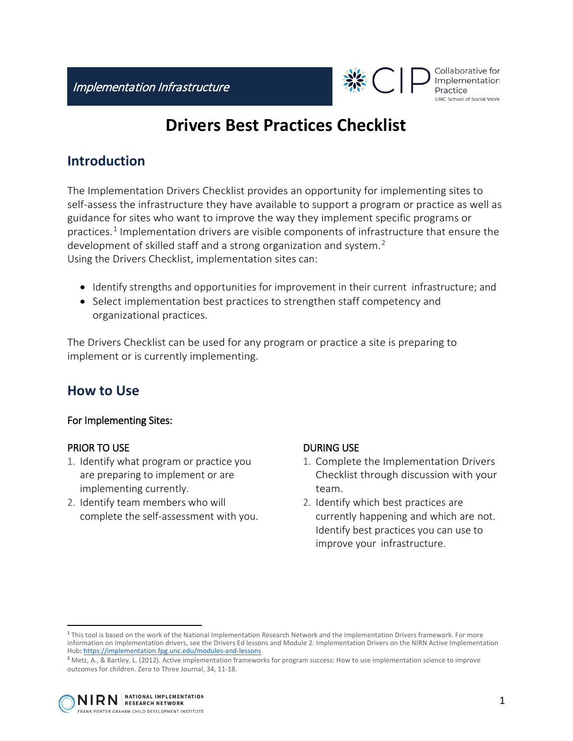*Implementation Infrastructure*

# Drivers Best Practices Checklist

## Introduction

The Implementation Drivers Checklist provides an opportunity for implementing sites to self-assess the infrastructure they have available to support a program or practice as well as guidance for sites who want to improve the way they implement specific programs or practices.[1] Implementation drivers are visible components of infrastructure that ensure the development of skilled staff and a strong organization and system.[2]
Using the Drivers Checklist, implementation sites can:

- Identify strengths and opportunities for improvement in their current infrastructure; and
- Select implementation best practices to strengthen staff competency and organizational practices.

The Drivers Checklist can be used for any program or practice a site is preparing to implement or is currently implementing.

## How to Use

### For Implementing Sites:

#### PRIOR TO USE

1. Identify what program or practice you are preparing to implement or are implementing currently.
2. Identify team members who will complete the self-assessment with you.

#### DURING USE

1. Complete the Implementation Drivers Checklist through discussion with your team.
2. Identify which best practices are currently happening and which are not. Identify best practices you can use to improve your infrastructure.

---

[1] This tool is based on the work of the National Implementation Research Network and the Implementation Drivers framework. For more information on implementation drivers, see the Drivers Ed lessons and Module 2: Implementation Drivers on the NIRN Active Implementation Hub: https://implementation.fpg.unc.edu/modules-and-lessons

[2] Metz, A., & Bartley, L. (2012). Active implementation frameworks for program success: How to use implementation science to improve outcomes for children. Zero to Three Journal, 34, 11-18.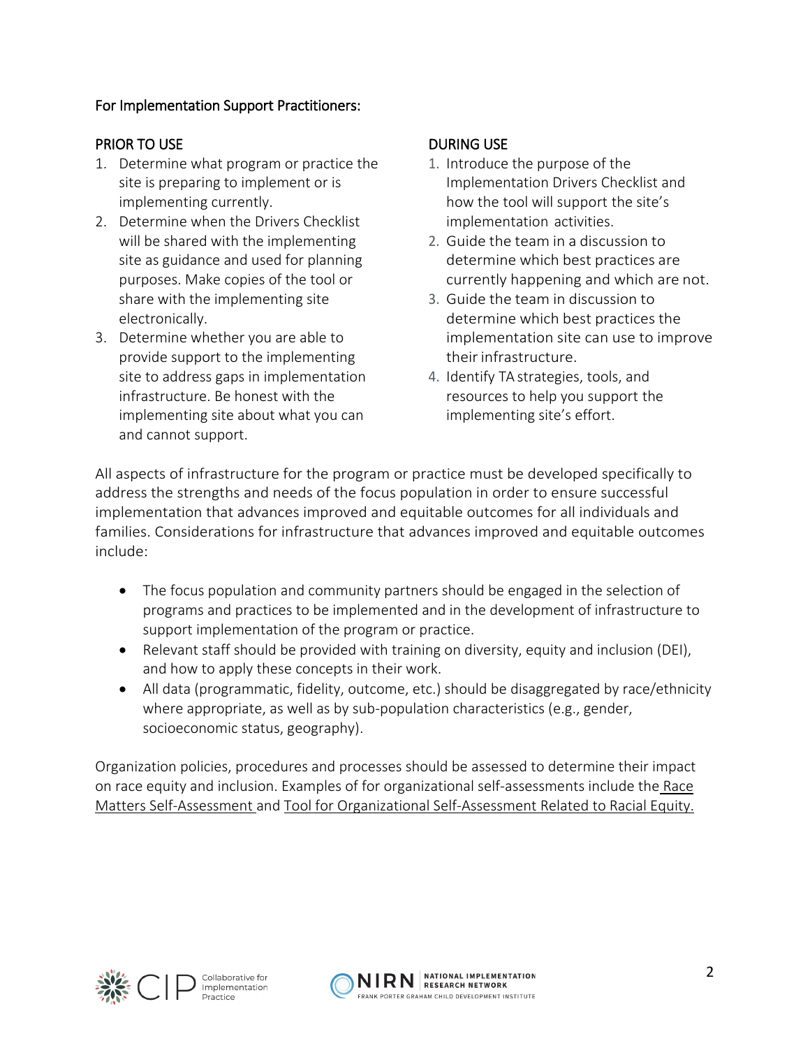For Implementation Support Practitioners:

PRIOR TO USE

1. Determine what program or practice the site is preparing to implement or is implementing currently.
2. Determine when the Drivers Checklist will be shared with the implementing site as guidance and used for planning purposes. Make copies of the tool or share with the implementing site electronically.
3. Determine whether you are able to provide support to the implementing site to address gaps in implementation infrastructure. Be honest with the implementing site about what you can and cannot support.

DURING USE

1. Introduce the purpose of the Implementation Drivers Checklist and how the tool will support the site's implementation activities.
2. Guide the team in a discussion to determine which best practices are currently happening and which are not.
3. Guide the team in discussion to determine which best practices the implementation site can use to improve their infrastructure.
4. Identify TA strategies, tools, and resources to help you support the implementing site's effort.

All aspects of infrastructure for the program or practice must be developed specifically to address the strengths and needs of the focus population in order to ensure successful implementation that advances improved and equitable outcomes for all individuals and families. Considerations for infrastructure that advances improved and equitable outcomes include:

- The focus population and community partners should be engaged in the selection of programs and practices to be implemented and in the development of infrastructure to support implementation of the program or practice.
- Relevant staff should be provided with training on diversity, equity and inclusion (DEI), and how to apply these concepts in their work.
- All data (programmatic, fidelity, outcome, etc.) should be disaggregated by race/ethnicity where appropriate, as well as by sub-population characteristics (e.g., gender, socioeconomic status, geography).

Organization policies, procedures and processes should be assessed to determine their impact on race equity and inclusion. Examples of for organizational self-assessments include the Race Matters Self-Assessment and Tool for Organizational Self-Assessment Related to Racial Equity.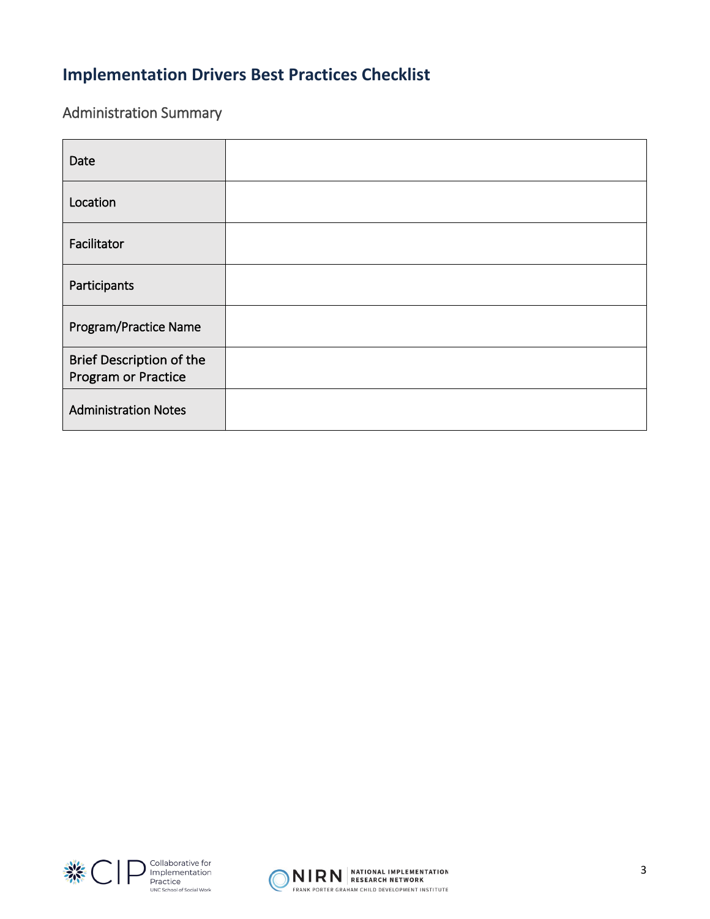# Implementation Drivers Best Practices Checklist

## Administration Summary

| | |
|---|---|
| Date | |
| Location | |
| Facilitator | |
| Participants | |
| Program/Practice Name | |
| Brief Description of the Program or Practice | |
| Administration Notes | |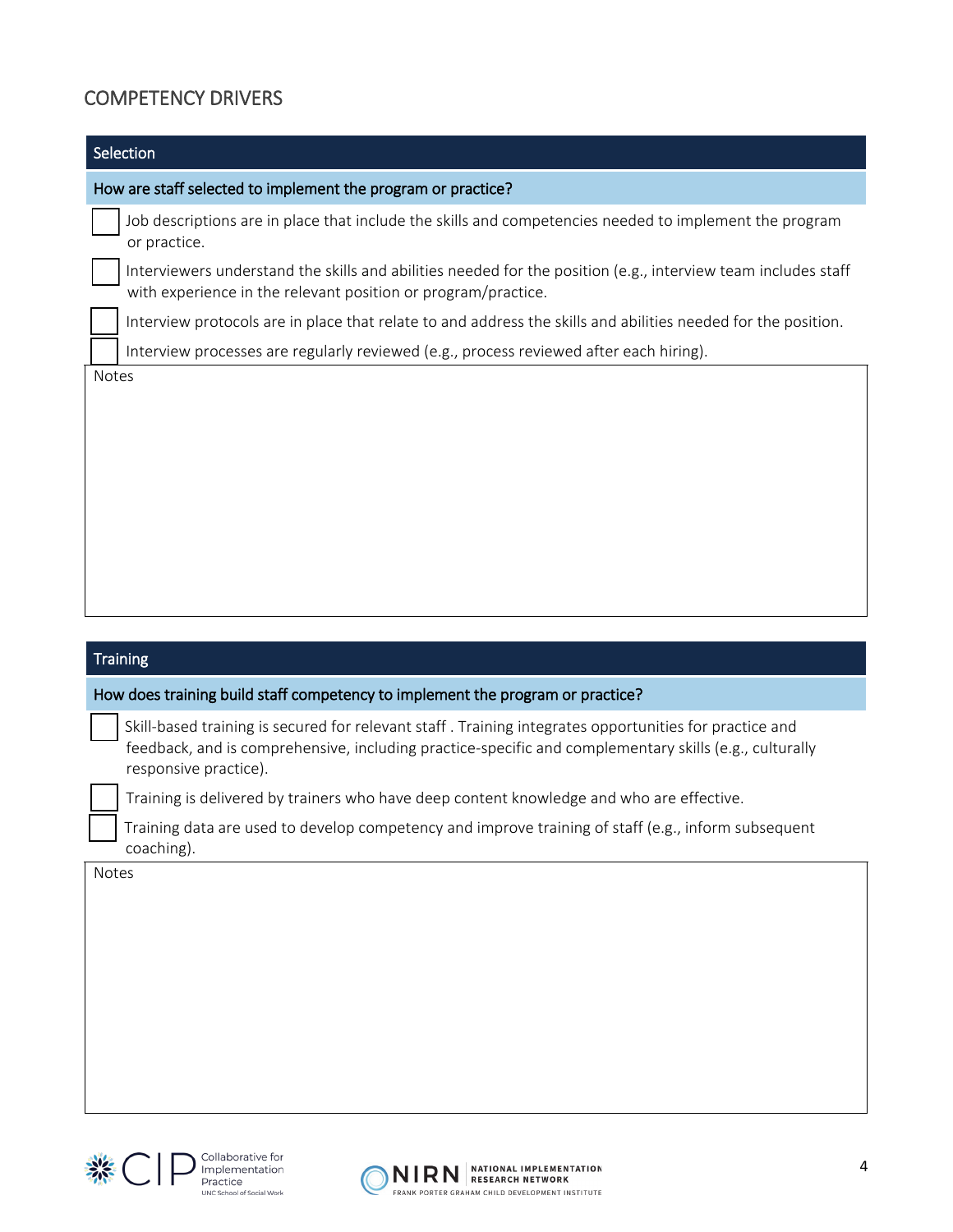## COMPETENCY DRIVERS

### Selection

**How are staff selected to implement the program or practice?**

- [ ] Job descriptions are in place that include the skills and competencies needed to implement the program or practice.
- [ ] Interviewers understand the skills and abilities needed for the position (e.g., interview team includes staff with experience in the relevant position or program/practice.
- [ ] Interview protocols are in place that relate to and address the skills and abilities needed for the position.
- [ ] Interview processes are regularly reviewed (e.g., process reviewed after each hiring).

Notes

### Training

**How does training build staff competency to implement the program or practice?**

- [ ] Skill-based training is secured for relevant staff . Training integrates opportunities for practice and feedback, and is comprehensive, including practice-specific and complementary skills (e.g., culturally responsive practice).
- [ ] Training is delivered by trainers who have deep content knowledge and who are effective.
- [ ] Training data are used to develop competency and improve training of staff (e.g., inform subsequent coaching).

Notes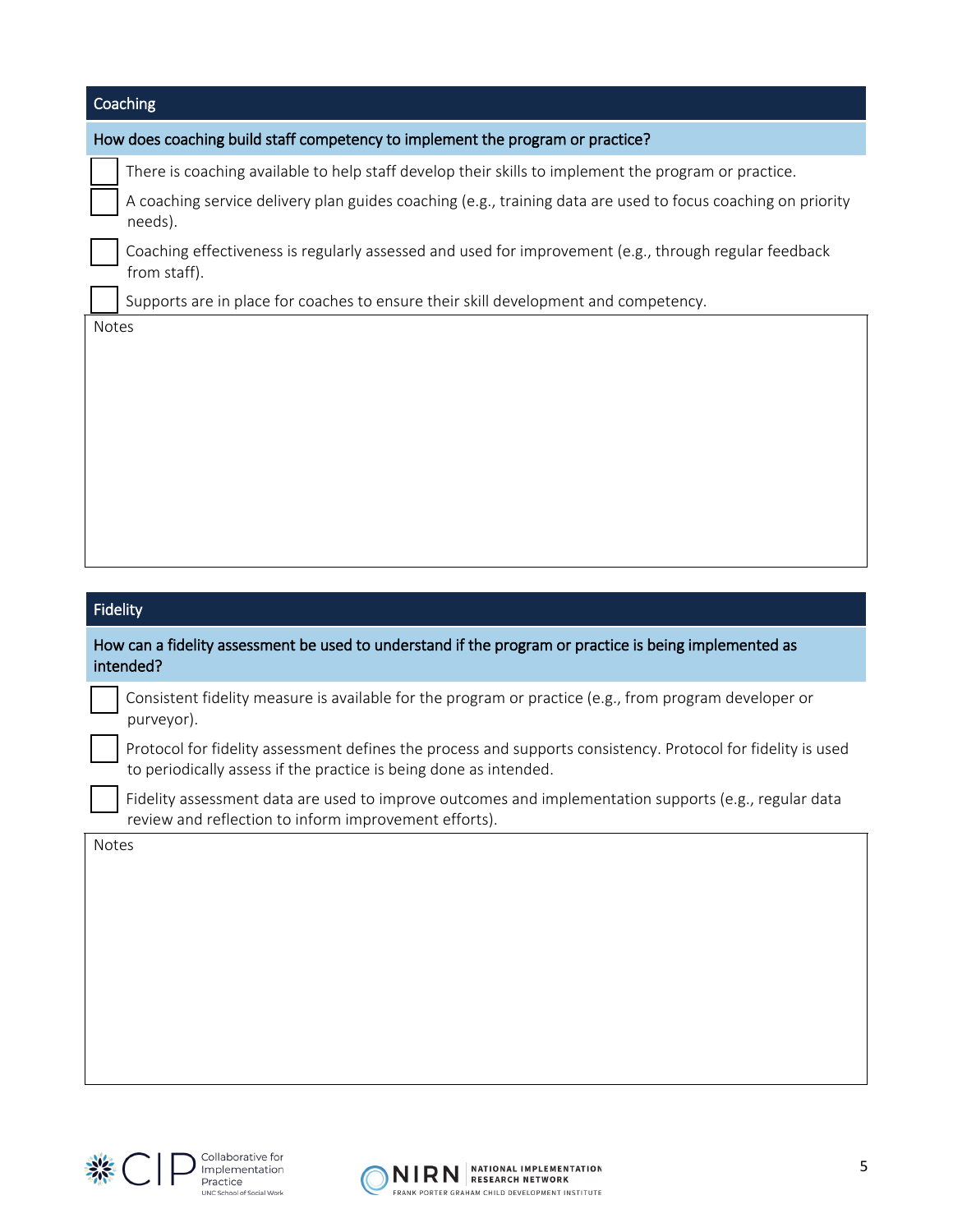## Coaching

**How does coaching build staff competency to implement the program or practice?**

- [ ] There is coaching available to help staff develop their skills to implement the program or practice.
- [ ] A coaching service delivery plan guides coaching (e.g., training data are used to focus coaching on priority needs).
- [ ] Coaching effectiveness is regularly assessed and used for improvement (e.g., through regular feedback from staff).
- [ ] Supports are in place for coaches to ensure their skill development and competency.

Notes

## Fidelity

**How can a fidelity assessment be used to understand if the program or practice is being implemented as intended?**

- [ ] Consistent fidelity measure is available for the program or practice (e.g., from program developer or purveyor).
- [ ] Protocol for fidelity assessment defines the process and supports consistency. Protocol for fidelity is used to periodically assess if the practice is being done as intended.
- [ ] Fidelity assessment data are used to improve outcomes and implementation supports (e.g., regular data review and reflection to inform improvement efforts).

Notes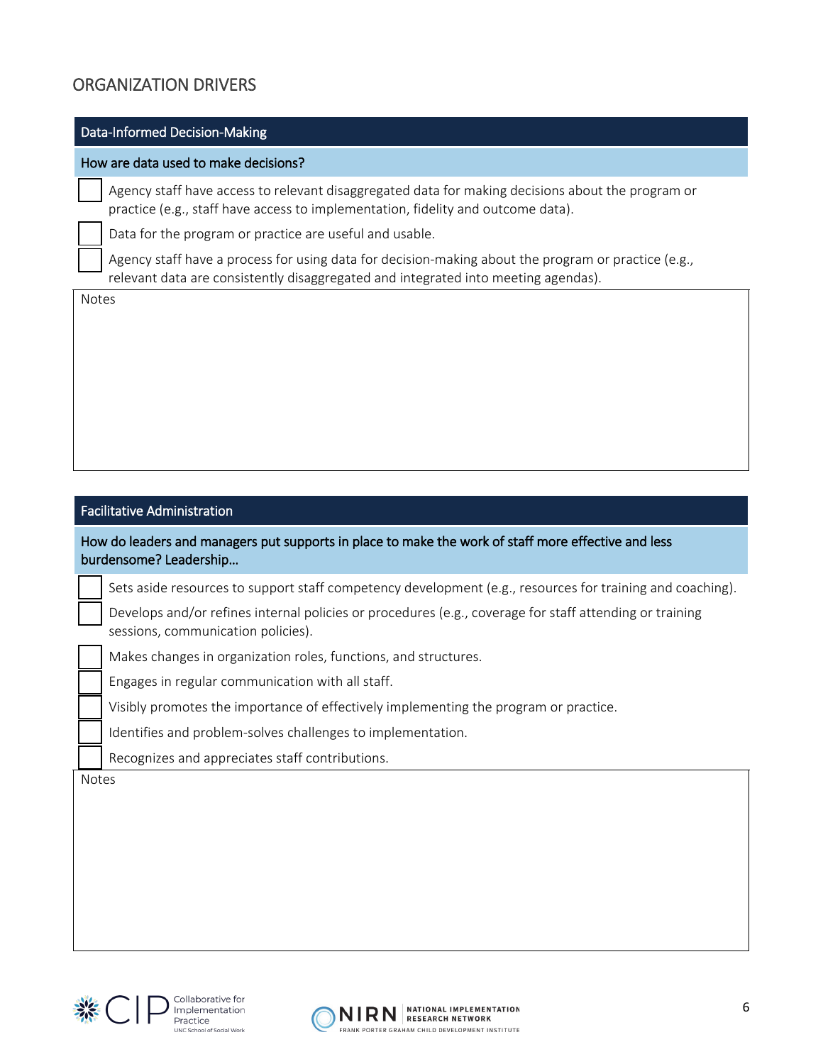## ORGANIZATION DRIVERS

### Data-Informed Decision-Making

**How are data used to make decisions?**

- [ ] Agency staff have access to relevant disaggregated data for making decisions about the program or practice (e.g., staff have access to implementation, fidelity and outcome data).
- [ ] Data for the program or practice are useful and usable.
- [ ] Agency staff have a process for using data for decision-making about the program or practice (e.g., relevant data are consistently disaggregated and integrated into meeting agendas).

Notes

### Facilitative Administration

**How do leaders and managers put supports in place to make the work of staff more effective and less burdensome? Leadership…**

- [ ] Sets aside resources to support staff competency development (e.g., resources for training and coaching).
- [ ] Develops and/or refines internal policies or procedures (e.g., coverage for staff attending or training sessions, communication policies).
- [ ] Makes changes in organization roles, functions, and structures.
- [ ] Engages in regular communication with all staff.
- [ ] Visibly promotes the importance of effectively implementing the program or practice.
- [ ] Identifies and problem-solves challenges to implementation.
- [ ] Recognizes and appreciates staff contributions.

Notes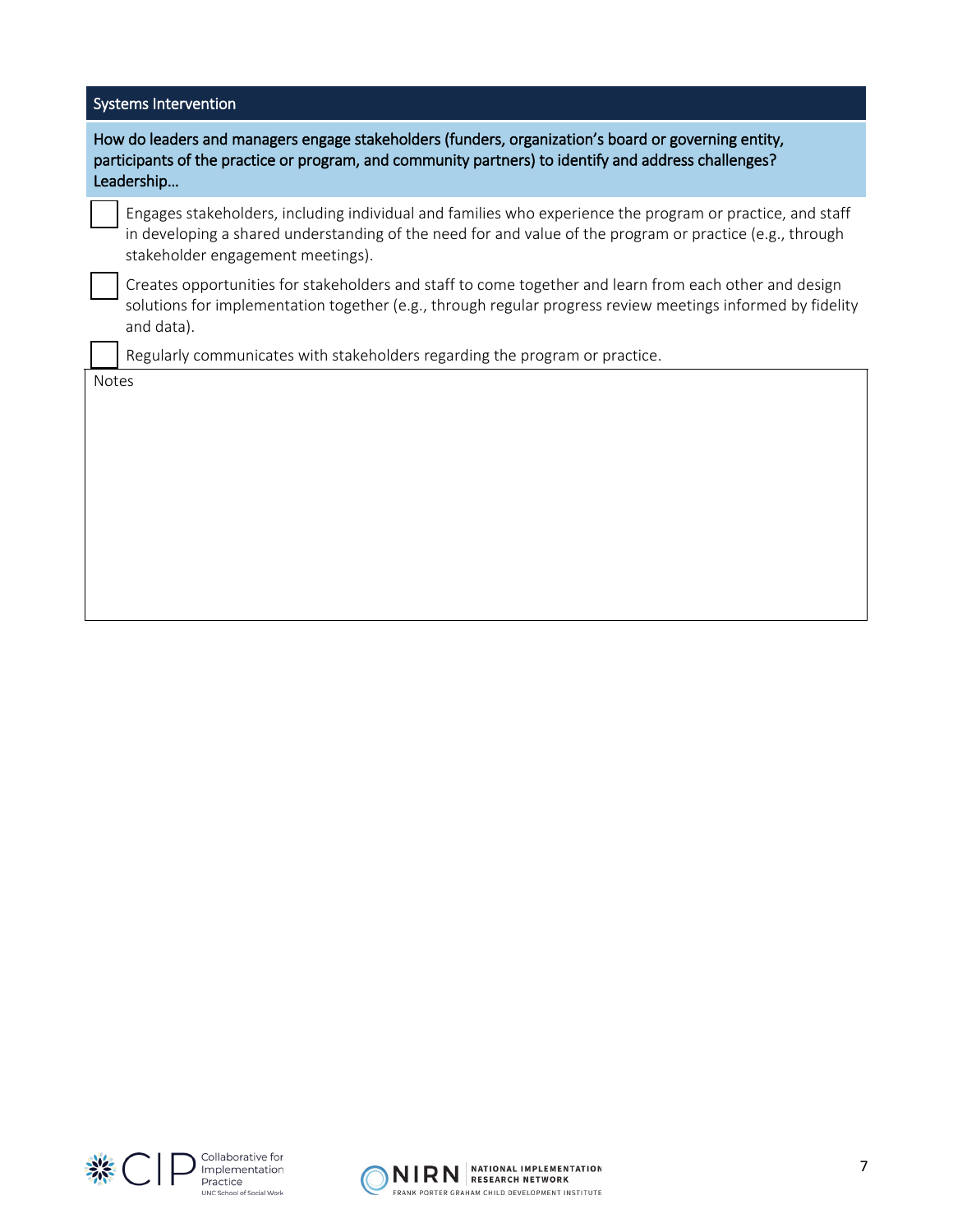## Systems Intervention

**How do leaders and managers engage stakeholders (funders, organization's board or governing entity, participants of the practice or program, and community partners) to identify and address challenges? Leadership…**

- [ ] Engages stakeholders, including individual and families who experience the program or practice, and staff in developing a shared understanding of the need for and value of the program or practice (e.g., through stakeholder engagement meetings).
- [ ] Creates opportunities for stakeholders and staff to come together and learn from each other and design solutions for implementation together (e.g., through regular progress review meetings informed by fidelity and data).
- [ ] Regularly communicates with stakeholders regarding the program or practice.

Notes